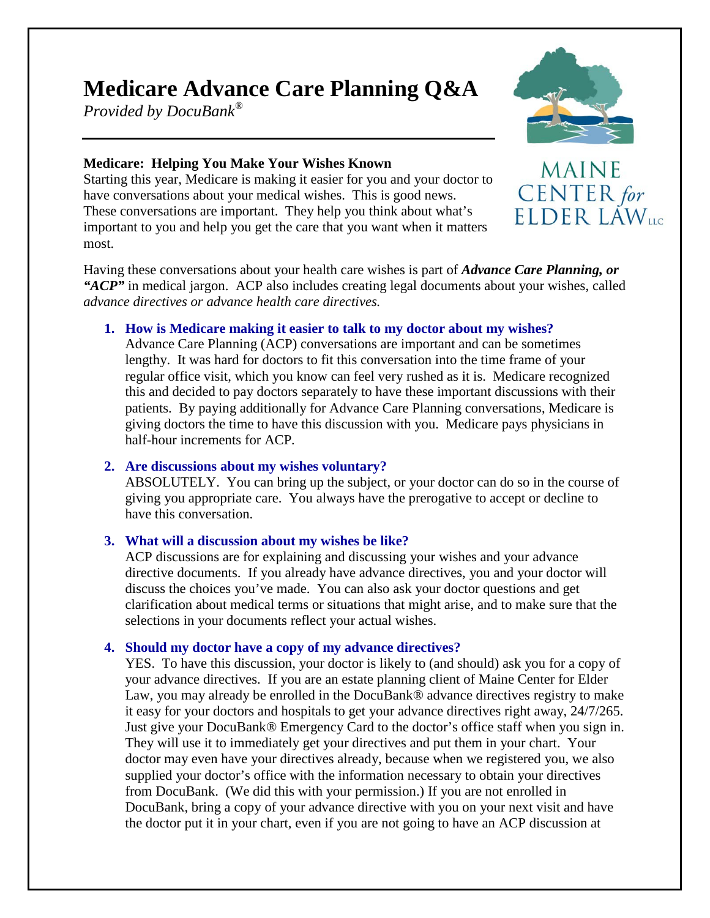# Medicare Advance Care Planning Q&A

*Provided by DocuBank®*

MAINE CENTER *for* ELDER LAW LLC

### Medicare: Helping You Make Your Wishes Known

Starting this year, Medicare is making it easier for you and your doctor to have conversations about your medical wishes. This is good news. These conversations are important. They help you think about what's important to you and help you get the care that you want when it matters most.

Having these conversations about your health care wishes is part of ***Advance Care Planning, or "ACP"*** in medical jargon. ACP also includes creating legal documents about your wishes, called *advance directives or advance health care directives.*

1. **How is Medicare making it easier to talk to my doctor about my wishes?**
   Advance Care Planning (ACP) conversations are important and can be sometimes lengthy. It was hard for doctors to fit this conversation into the time frame of your regular office visit, which you know can feel very rushed as it is. Medicare recognized this and decided to pay doctors separately to have these important discussions with their patients. By paying additionally for Advance Care Planning conversations, Medicare is giving doctors the time to have this discussion with you. Medicare pays physicians in half-hour increments for ACP.

2. **Are discussions about my wishes voluntary?**
   ABSOLUTELY. You can bring up the subject, or your doctor can do so in the course of giving you appropriate care. You always have the prerogative to accept or decline to have this conversation.

3. **What will a discussion about my wishes be like?**
   ACP discussions are for explaining and discussing your wishes and your advance directive documents. If you already have advance directives, you and your doctor will discuss the choices you've made. You can also ask your doctor questions and get clarification about medical terms or situations that might arise, and to make sure that the selections in your documents reflect your actual wishes.

4. **Should my doctor have a copy of my advance directives?**
   YES. To have this discussion, your doctor is likely to (and should) ask you for a copy of your advance directives. If you are an estate planning client of Maine Center for Elder Law, you may already be enrolled in the DocuBank® advance directives registry to make it easy for your doctors and hospitals to get your advance directives right away, 24/7/265. Just give your DocuBank® Emergency Card to the doctor's office staff when you sign in. They will use it to immediately get your directives and put them in your chart. Your doctor may even have your directives already, because when we registered you, we also supplied your doctor's office with the information necessary to obtain your directives from DocuBank. (We did this with your permission.) If you are not enrolled in DocuBank, bring a copy of your advance directive with you on your next visit and have the doctor put it in your chart, even if you are not going to have an ACP discussion at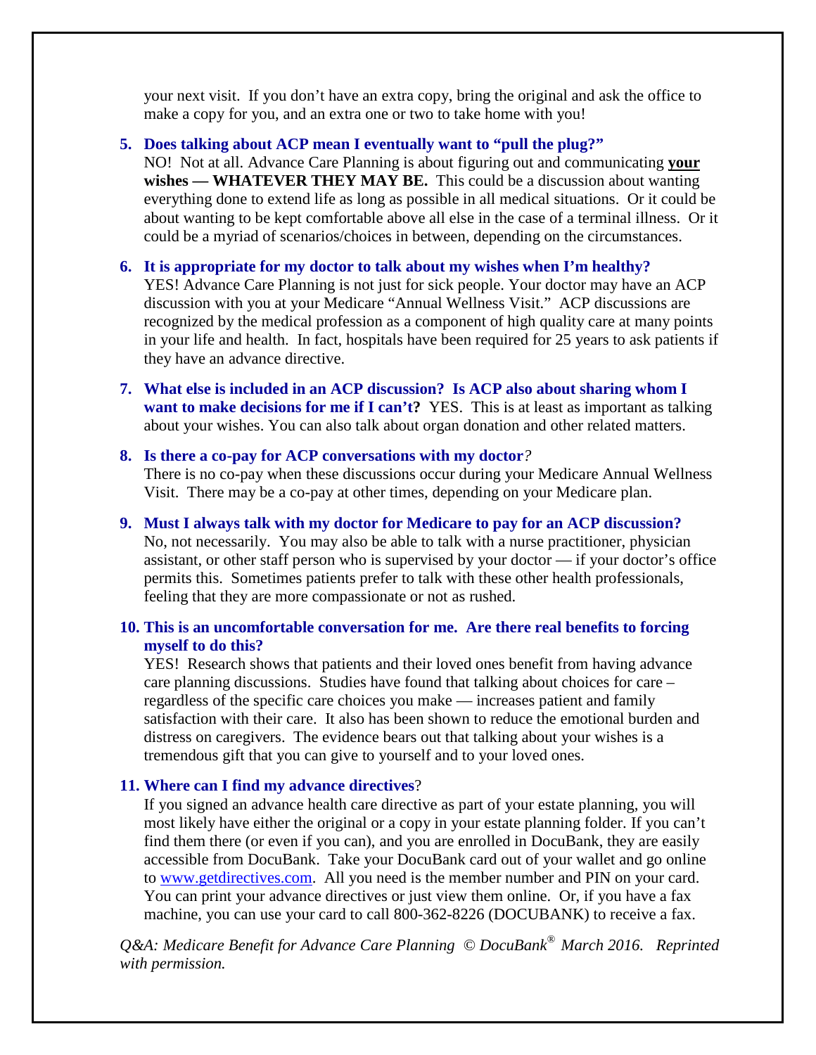your next visit. If you don't have an extra copy, bring the original and ask the office to make a copy for you, and an extra one or two to take home with you!

5. **Does talking about ACP mean I eventually want to "pull the plug?"**
   NO! Not at all. Advance Care Planning is about figuring out and communicating **your wishes — WHATEVER THEY MAY BE.** This could be a discussion about wanting everything done to extend life as long as possible in all medical situations. Or it could be about wanting to be kept comfortable above all else in the case of a terminal illness. Or it could be a myriad of scenarios/choices in between, depending on the circumstances.

6. **It is appropriate for my doctor to talk about my wishes when I'm healthy?**
   YES! Advance Care Planning is not just for sick people. Your doctor may have an ACP discussion with you at your Medicare "Annual Wellness Visit." ACP discussions are recognized by the medical profession as a component of high quality care at many points in your life and health. In fact, hospitals have been required for 25 years to ask patients if they have an advance directive.

7. **What else is included in an ACP discussion? Is ACP also about sharing whom I want to make decisions for me if I can't?** YES. This is at least as important as talking about your wishes. You can also talk about organ donation and other related matters.

8. **Is there a co-pay for ACP conversations with my doctor***?*
   There is no co-pay when these discussions occur during your Medicare Annual Wellness Visit. There may be a co-pay at other times, depending on your Medicare plan.

9. **Must I always talk with my doctor for Medicare to pay for an ACP discussion?**
   No, not necessarily. You may also be able to talk with a nurse practitioner, physician assistant, or other staff person who is supervised by your doctor — if your doctor's office permits this. Sometimes patients prefer to talk with these other health professionals, feeling that they are more compassionate or not as rushed.

10. **This is an uncomfortable conversation for me. Are there real benefits to forcing myself to do this?**
    YES! Research shows that patients and their loved ones benefit from having advance care planning discussions. Studies have found that talking about choices for care – regardless of the specific care choices you make — increases patient and family satisfaction with their care. It also has been shown to reduce the emotional burden and distress on caregivers. The evidence bears out that talking about your wishes is a tremendous gift that you can give to yourself and to your loved ones.

11. **Where can I find my advance directives**?
    If you signed an advance health care directive as part of your estate planning, you will most likely have either the original or a copy in your estate planning folder. If you can't find them there (or even if you can), and you are enrolled in DocuBank, they are easily accessible from DocuBank. Take your DocuBank card out of your wallet and go online to www.getdirectives.com. All you need is the member number and PIN on your card. You can print your advance directives or just view them online. Or, if you have a fax machine, you can use your card to call 800-362-8226 (DOCUBANK) to receive a fax.

*Q&A: Medicare Benefit for Advance Care Planning © DocuBank® March 2016. Reprinted with permission.*